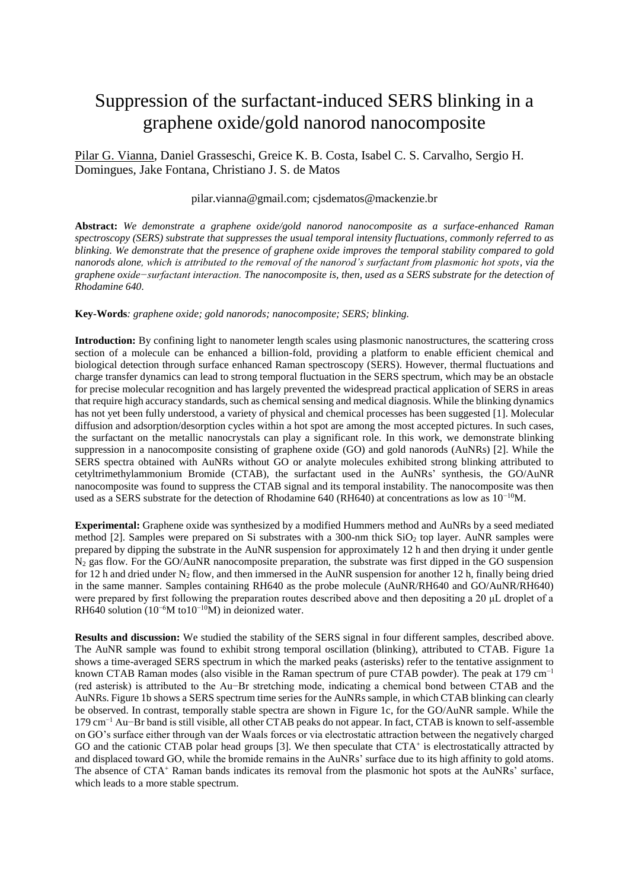# Suppression of the surfactant-induced SERS blinking in a graphene oxide/gold nanorod nanocomposite

Pilar G. Vianna, Daniel Grasseschi, Greice K. B. Costa, Isabel C. S. Carvalho, Sergio H. Domingues, Jake Fontana, Christiano J. S. de Matos

pilar.vianna@gmail.com; cjsdematos@mackenzie.br

**Abstract:** *We demonstrate a graphene oxide/gold nanorod nanocomposite as a surface-enhanced Raman spectroscopy (SERS) substrate that suppresses the usual temporal intensity fluctuations, commonly referred to as blinking. We demonstrate that the presence of graphene oxide improves the temporal stability compared to gold nanorods alone, which is attributed to the removal of the nanorod's surfactant from plasmonic hot spots, via the graphene oxide−surfactant interaction. The nanocomposite is, then, used as a SERS substrate for the detection of Rhodamine 640.*

**Key-Words***: graphene oxide; gold nanorods; nanocomposite; SERS; blinking.*

**Introduction:** By confining light to nanometer length scales using plasmonic nanostructures, the scattering cross section of a molecule can be enhanced a billion-fold, providing a platform to enable efficient chemical and biological detection through surface enhanced Raman spectroscopy (SERS). However, thermal fluctuations and charge transfer dynamics can lead to strong temporal fluctuation in the SERS spectrum, which may be an obstacle for precise molecular recognition and has largely prevented the widespread practical application of SERS in areas that require high accuracy standards, such as chemical sensing and medical diagnosis. While the blinking dynamics has not yet been fully understood, a variety of physical and chemical processes has been suggested [1]. Molecular diffusion and adsorption/desorption cycles within a hot spot are among the most accepted pictures. In such cases, the surfactant on the metallic nanocrystals can play a significant role. In this work, we demonstrate blinking suppression in a nanocomposite consisting of graphene oxide (GO) and gold nanorods (AuNRs) [2]. While the SERS spectra obtained with AuNRs without GO or analyte molecules exhibited strong blinking attributed to cetyltrimethylammonium Bromide (CTAB), the surfactant used in the AuNRs' synthesis, the GO/AuNR nanocomposite was found to suppress the CTAB signal and its temporal instability. The nanocomposite was then used as a SERS substrate for the detection of Rhodamine 640 (RH640) at concentrations as low as $10^{-10}$M.

**Experimental:** Graphene oxide was synthesized by a modified Hummers method and AuNRs by a seed mediated method [2]. Samples were prepared on Si substrates with a 300-nm thick $SiO_2$ top layer. AuNR samples were prepared by dipping the substrate in the AuNR suspension for approximately 12 h and then drying it under gentle $N_2$ gas flow. For the GO/AuNR nanocomposite preparation, the substrate was first dipped in the GO suspension for 12 h and dried under $N_2$ flow, and then immersed in the AuNR suspension for another 12 h, finally being dried in the same manner. Samples containing RH640 as the probe molecule (AuNR/RH640 and GO/AuNR/RH640) were prepared by first following the preparation routes described above and then depositing a 20 μL droplet of a RH640 solution ($10^{-6}$M to$10^{-10}$M) in deionized water.

**Results and discussion:** We studied the stability of the SERS signal in four different samples, described above. The AuNR sample was found to exhibit strong temporal oscillation (blinking), attributed to CTAB. Figure 1a shows a time-averaged SERS spectrum in which the marked peaks (asterisks) refer to the tentative assignment to known CTAB Raman modes (also visible in the Raman spectrum of pure CTAB powder). The peak at 179 cm$^{-1}$ (red asterisk) is attributed to the Au−Br stretching mode, indicating a chemical bond between CTAB and the AuNRs. Figure 1b shows a SERS spectrum time series for the AuNRs sample, in which CTAB blinking can clearly be observed. In contrast, temporally stable spectra are shown in Figure 1c, for the GO/AuNR sample. While the 179 cm$^{-1}$ Au−Br band is still visible, all other CTAB peaks do not appear. In fact, CTAB is known to self-assemble on GO's surface either through van der Waals forces or via electrostatic attraction between the negatively charged GO and the cationic CTAB polar head groups [3]. We then speculate that $CTA^+$ is electrostatically attracted by and displaced toward GO, while the bromide remains in the AuNRs' surface due to its high affinity to gold atoms. The absence of $CTA^+$ Raman bands indicates its removal from the plasmonic hot spots at the AuNRs' surface, which leads to a more stable spectrum.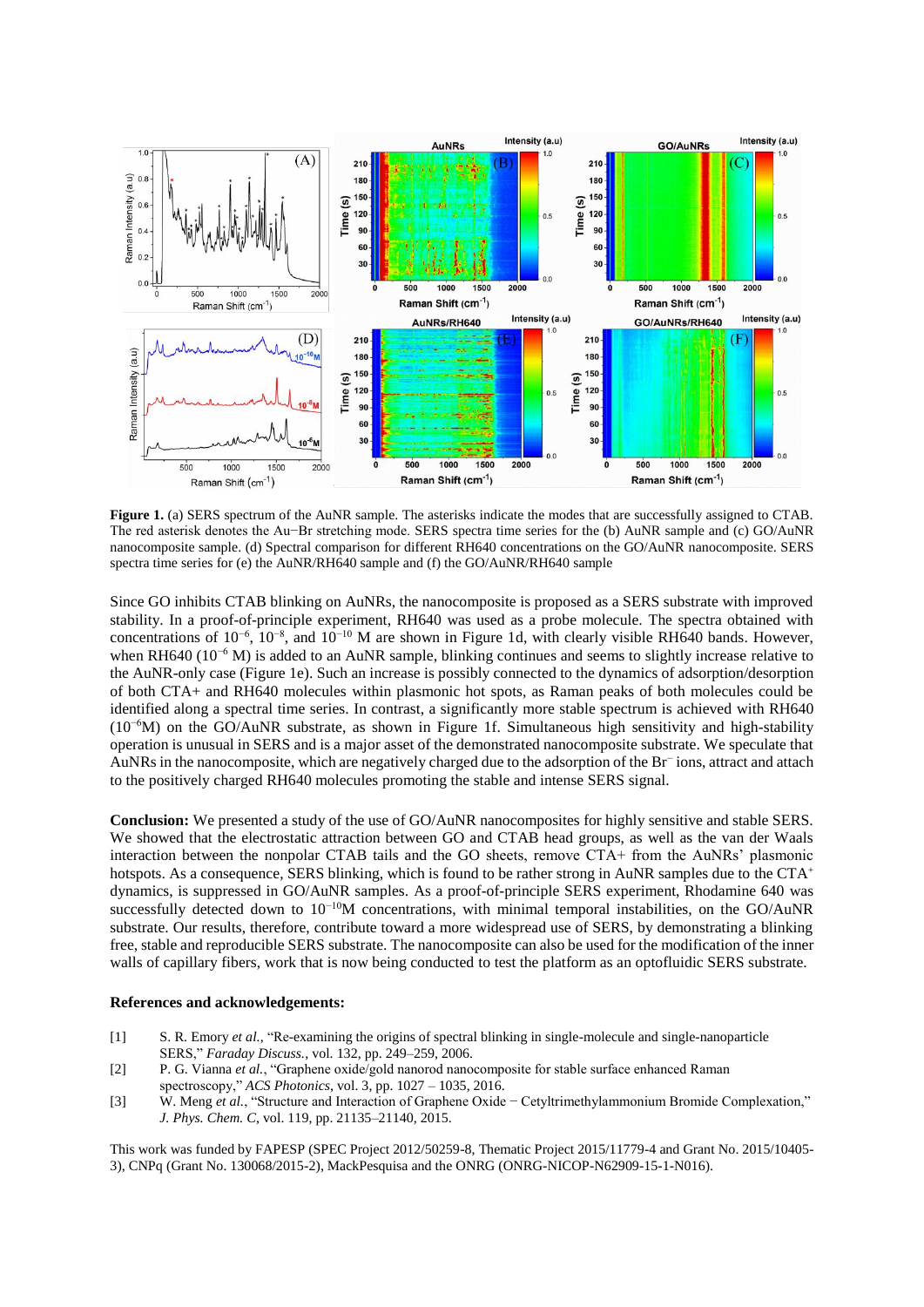AuNRs

Intensity (a.u)

GO/AuNRs

Intensity (a.u)

AuNRs/RH640

Intensity (a.u)

GO/AuNRs/RH640

Intensity (a.u)

(A) (B) (C) (D) (E) (F)

Raman Intensity (a.u)

Raman Shift (cm$^{-1}$)

Time (s)

$10^{-10}$M

$10^{-8}$M

$10^{-6}$M

**Figure 1.** (a) SERS spectrum of the AuNR sample. The asterisks indicate the modes that are successfully assigned to CTAB. The red asterisk denotes the Au−Br stretching mode. SERS spectra time series for the (b) AuNR sample and (c) GO/AuNR nanocomposite sample. (d) Spectral comparison for different RH640 concentrations on the GO/AuNR nanocomposite. SERS spectra time series for (e) the AuNR/RH640 sample and (f) the GO/AuNR/RH640 sample

Since GO inhibits CTAB blinking on AuNRs, the nanocomposite is proposed as a SERS substrate with improved stability. In a proof-of-principle experiment, RH640 was used as a probe molecule. The spectra obtained with concentrations of $10^{-6}$, $10^{-8}$, and $10^{-10}$ M are shown in Figure 1d, with clearly visible RH640 bands. However, when RH640 ($10^{-6}$ M) is added to an AuNR sample, blinking continues and seems to slightly increase relative to the AuNR-only case (Figure 1e). Such an increase is possibly connected to the dynamics of adsorption/desorption of both CTA+ and RH640 molecules within plasmonic hot spots, as Raman peaks of both molecules could be identified along a spectral time series. In contrast, a significantly more stable spectrum is achieved with RH640 ($10^{-6}$M) on the GO/AuNR substrate, as shown in Figure 1f. Simultaneous high sensitivity and high-stability operation is unusual in SERS and is a major asset of the demonstrated nanocomposite substrate. We speculate that AuNRs in the nanocomposite, which are negatively charged due to the adsorption of the $Br^-$ ions, attract and attach to the positively charged RH640 molecules promoting the stable and intense SERS signal.

**Conclusion:** We presented a study of the use of GO/AuNR nanocomposites for highly sensitive and stable SERS. We showed that the electrostatic attraction between GO and CTAB head groups, as well as the van der Waals interaction between the nonpolar CTAB tails and the GO sheets, remove CTA+ from the AuNRs' plasmonic hotspots. As a consequence, SERS blinking, which is found to be rather strong in AuNR samples due to the $CTA^+$ dynamics, is suppressed in GO/AuNR samples. As a proof-of-principle SERS experiment, Rhodamine 640 was successfully detected down to $10^{-10}$M concentrations, with minimal temporal instabilities, on the GO/AuNR substrate. Our results, therefore, contribute toward a more widespread use of SERS, by demonstrating a blinking free, stable and reproducible SERS substrate. The nanocomposite can also be used for the modification of the inner walls of capillary fibers, work that is now being conducted to test the platform as an optofluidic SERS substrate.

**References and acknowledgements:**

[1] S. R. Emory *et al.*, "Re-examining the origins of spectral blinking in single-molecule and single-nanoparticle SERS," *Faraday Discuss.*, vol. 132, pp. 249–259, 2006.

[2] P. G. Vianna *et al.*, "Graphene oxide/gold nanorod nanocomposite for stable surface enhanced Raman spectroscopy," *ACS Photonics*, vol. 3, pp. 1027 – 1035, 2016.

[3] W. Meng *et al.*, "Structure and Interaction of Graphene Oxide − Cetyltrimethylammonium Bromide Complexation," *J. Phys. Chem. C*, vol. 119, pp. 21135–21140, 2015.

This work was funded by FAPESP (SPEC Project 2012/50259-8, Thematic Project 2015/11779-4 and Grant No. 2015/10405-3), CNPq (Grant No. 130068/2015-2), MackPesquisa and the ONRG (ONRG-NICOP-N62909-15-1-N016).